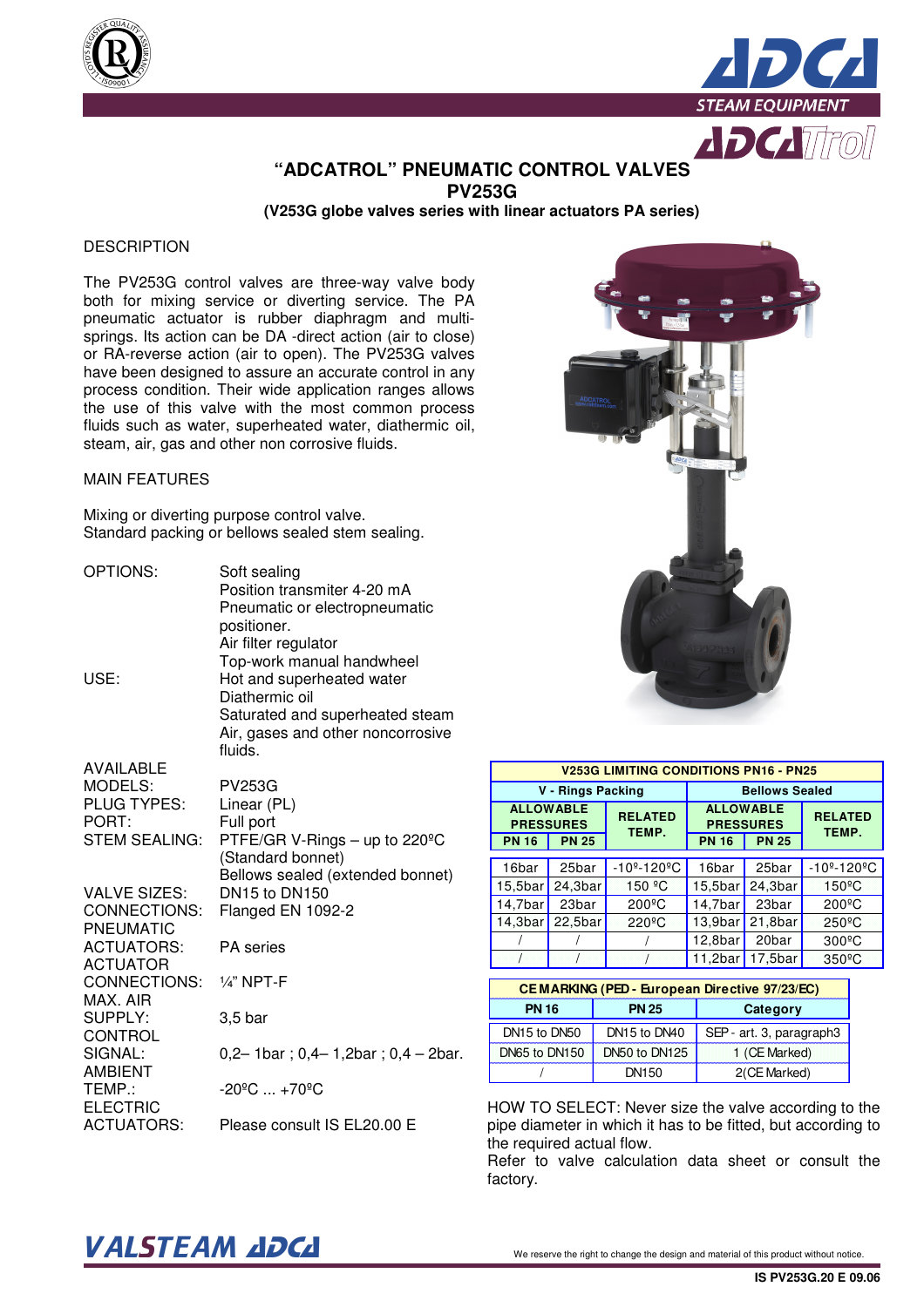# "ADCATROL" PNEUMATIC CONTROL VALVES
## PV253G
### (V253G globe valves series with linear actuators PA series)

DESCRIPTION

The PV253G control valves are three-way valve body both for mixing service or diverting service. The PA pneumatic actuator is rubber diaphragm and multi-springs. Its action can be DA -direct action (air to close) or RA-reverse action (air to open). The PV253G valves have been designed to assure an accurate control in any process condition. Their wide application ranges allows the use of this valve with the most common process fluids such as water, superheated water, diathermic oil, steam, air, gas and other non corrosive fluids.

MAIN FEATURES

Mixing or diverting purpose control valve.
Standard packing or bellows sealed stem sealing.

| | |
|---|---|
| OPTIONS: | Soft sealing<br>Position transmiter 4-20 mA<br>Pneumatic or electropneumatic positioner.<br>Air filter regulator<br>Top-work manual handwheel |
| USE: | Hot and superheated water<br>Diathermic oil<br>Saturated and superheated steam<br>Air, gases and other noncorrosive fluids. |
| AVAILABLE MODELS: | PV253G |
| PLUG TYPES: | Linear (PL) |
| PORT: | Full port |
| STEM SEALING: | PTFE/GR V-Rings – up to 220ºC (Standard bonnet)<br>Bellows sealed (extended bonnet) |
| VALVE SIZES: | DN15 to DN150 |
| CONNECTIONS: | Flanged EN 1092-2 |
| PNEUMATIC ACTUATORS: | PA series |
| ACTUATOR CONNECTIONS: | ¼" NPT-F |
| MAX. AIR SUPPLY: | 3,5 bar |
| CONTROL SIGNAL: | 0,2– 1bar ; 0,4– 1,2bar ; 0,4 – 2bar. |
| AMBIENT TEMP.: | -20ºC ... +70ºC |
| ELECTRIC ACTUATORS: | Please consult IS EL20.00 E |

**V253G LIMITING CONDITIONS PN16 - PN25**

| V - Rings Packing | | | Bellows Sealed | | |
|---|---|---|---|---|---|
| ALLOWABLE PRESSURES | | RELATED TEMP. | ALLOWABLE PRESSURES | | RELATED TEMP. |
| PN 16 | PN 25 | | PN 16 | PN 25 | |
| 16bar | 25bar | -10º-120ºC | 16bar | 25bar | -10º-120ºC |
| 15,5bar | 24,3bar | 150 ºC | 15,5bar | 24,3bar | 150ºC |
| 14,7bar | 23bar | 200ºC | 14,7bar | 23bar | 200ºC |
| 14,3bar | 22,5bar | 220ºC | 13,9bar | 21,8bar | 250ºC |
| / | / | / | 12,8bar | 20bar | 300ºC |
| / | / | / | 11,2bar | 17,5bar | 350ºC |

**CE MARKING (PED - European Directive 97/23/EC)**

| PN 16 | PN 25 | Category |
|---|---|---|
| DN15 to DN50 | DN15 to DN40 | SEP - art. 3, paragraph3 |
| DN65 to DN150 | DN50 to DN125 | 1 (CE Marked) |
| / | DN150 | 2(CE Marked) |

HOW TO SELECT: Never size the valve according to the pipe diameter in which it has to be fitted, but according to the required actual flow.
Refer to valve calculation data sheet or consult the factory.

We reserve the right to change the design and material of this product without notice.

IS PV253G.20 E 09.06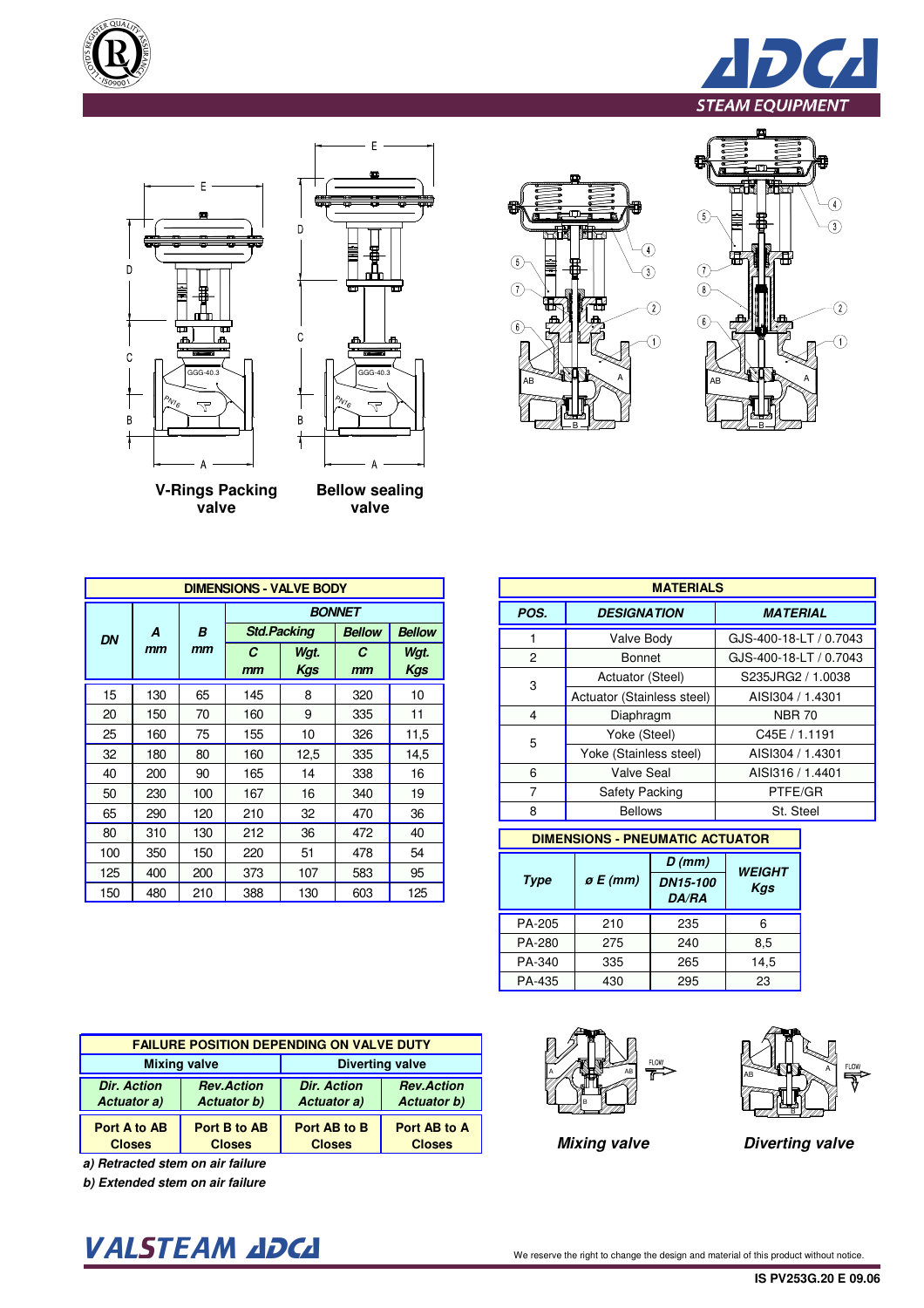V-Rings Packing valve

Bellow sealing valve

| DIMENSIONS - VALVE BODY | | | | | | |
|---|---|---|---|---|---|---|
| DN | A mm | B mm | BONNET | | | |
| | | | Std.Packing | | Bellow | Bellow |
| | | | C mm | Wgt. Kgs | C mm | Wgt. Kgs |
| 15 | 130 | 65 | 145 | 8 | 320 | 10 |
| 20 | 150 | 70 | 160 | 9 | 335 | 11 |
| 25 | 160 | 75 | 155 | 10 | 326 | 11,5 |
| 32 | 180 | 80 | 160 | 12,5 | 335 | 14,5 |
| 40 | 200 | 90 | 165 | 14 | 338 | 16 |
| 50 | 230 | 100 | 167 | 16 | 340 | 19 |
| 65 | 290 | 120 | 210 | 32 | 470 | 36 |
| 80 | 310 | 130 | 212 | 36 | 472 | 40 |
| 100 | 350 | 150 | 220 | 51 | 478 | 54 |
| 125 | 400 | 200 | 373 | 107 | 583 | 95 |
| 150 | 480 | 210 | 388 | 130 | 603 | 125 |

| MATERIALS | | |
|---|---|---|
| POS. | DESIGNATION | MATERIAL |
| 1 | Valve Body | GJS-400-18-LT / 0.7043 |
| 2 | Bonnet | GJS-400-18-LT / 0.7043 |
| 3 | Actuator (Steel) | S235JRG2 / 1.0038 |
| | Actuator (Stainless steel) | AISI304 / 1.4301 |
| 4 | Diaphragm | NBR 70 |
| 5 | Yoke (Steel) | C45E / 1.1191 |
| | Yoke (Stainless steel) | AISI304 / 1.4301 |
| 6 | Valve Seal | AISI316 / 1.4401 |
| 7 | Safety Packing | PTFE/GR |
| 8 | Bellows | St. Steel |

| DIMENSIONS - PNEUMATIC ACTUATOR | | | |
|---|---|---|---|
| Type | ø E (mm) | D (mm) DN15-100 DA/RA | WEIGHT Kgs |
| PA-205 | 210 | 235 | 6 |
| PA-280 | 275 | 240 | 8,5 |
| PA-340 | 335 | 265 | 14,5 |
| PA-435 | 430 | 295 | 23 |

| FAILURE POSITION DEPENDING ON VALVE DUTY | | | |
|---|---|---|---|
| Mixing valve | | Diverting valve | |
| Dir. Action Actuator a) | Rev.Action Actuator b) | Dir. Action Actuator a) | Rev.Action Actuator b) |
| Port A to AB Closes | Port B to AB Closes | Port AB to B Closes | Port AB to A Closes |

*a) Retracted stem on air failure*

*b) Extended stem on air failure*

*Mixing valve*

*Diverting valve*

We reserve the right to change the design and material of this product without notice.

IS PV253G.20 E 09.06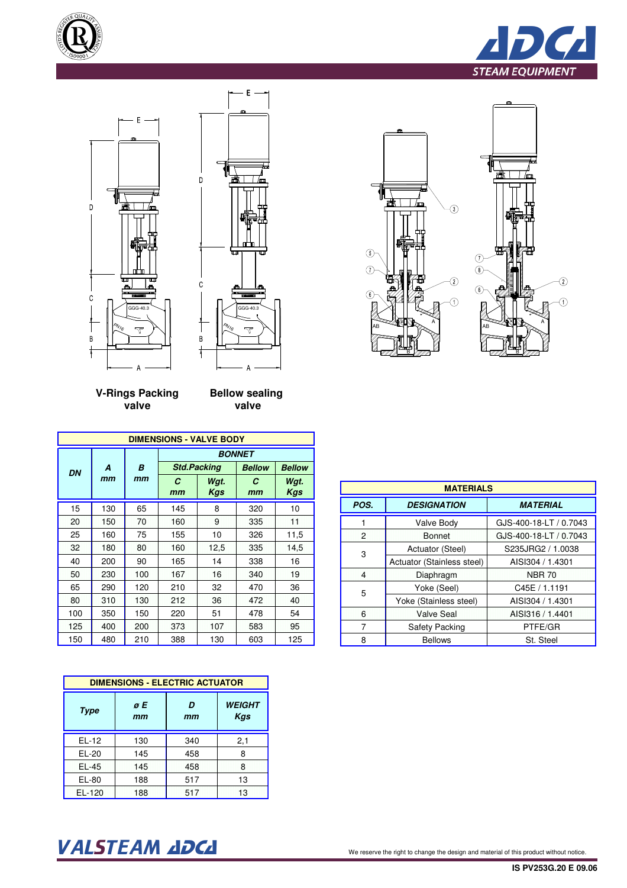V-Rings Packing valve

Bellow sealing valve

| DIMENSIONS - VALVE BODY | | | | | | |
|---|---|---|---|---|---|---|
| DN | A mm | B mm | BONNET | | | |
| | | | Std.Packing | | Bellow | Bellow |
| | | | C mm | Wgt. Kgs | C mm | Wgt. Kgs |
| 15 | 130 | 65 | 145 | 8 | 320 | 10 |
| 20 | 150 | 70 | 160 | 9 | 335 | 11 |
| 25 | 160 | 75 | 155 | 10 | 326 | 11,5 |
| 32 | 180 | 80 | 160 | 12,5 | 335 | 14,5 |
| 40 | 200 | 90 | 165 | 14 | 338 | 16 |
| 50 | 230 | 100 | 167 | 16 | 340 | 19 |
| 65 | 290 | 120 | 210 | 32 | 470 | 36 |
| 80 | 310 | 130 | 212 | 36 | 472 | 40 |
| 100 | 350 | 150 | 220 | 51 | 478 | 54 |
| 125 | 400 | 200 | 373 | 107 | 583 | 95 |
| 150 | 480 | 210 | 388 | 130 | 603 | 125 |

| MATERIALS | | |
|---|---|---|
| POS. | DESIGNATION | MATERIAL |
| 1 | Valve Body | GJS-400-18-LT / 0.7043 |
| 2 | Bonnet | GJS-400-18-LT / 0.7043 |
| 3 | Actuator (Steel) | S235JRG2 / 1.0038 |
| | Actuator (Stainless steel) | AISI304 / 1.4301 |
| 4 | Diaphragm | NBR 70 |
| 5 | Yoke (Seel) | C45E / 1.1191 |
| | Yoke (Stainless steel) | AISI304 / 1.4301 |
| 6 | Valve Seal | AISI316 / 1.4401 |
| 7 | Safety Packing | PTFE/GR |
| 8 | Bellows | St. Steel |

| DIMENSIONS - ELECTRIC ACTUATOR | | | |
|---|---|---|---|
| Type | ø E mm | D mm | WEIGHT Kgs |
| EL-12 | 130 | 340 | 2,1 |
| EL-20 | 145 | 458 | 8 |
| EL-45 | 145 | 458 | 8 |
| EL-80 | 188 | 517 | 13 |
| EL-120 | 188 | 517 | 13 |

We reserve the right to change the design and material of this product without notice.

IS PV253G.20 E 09.06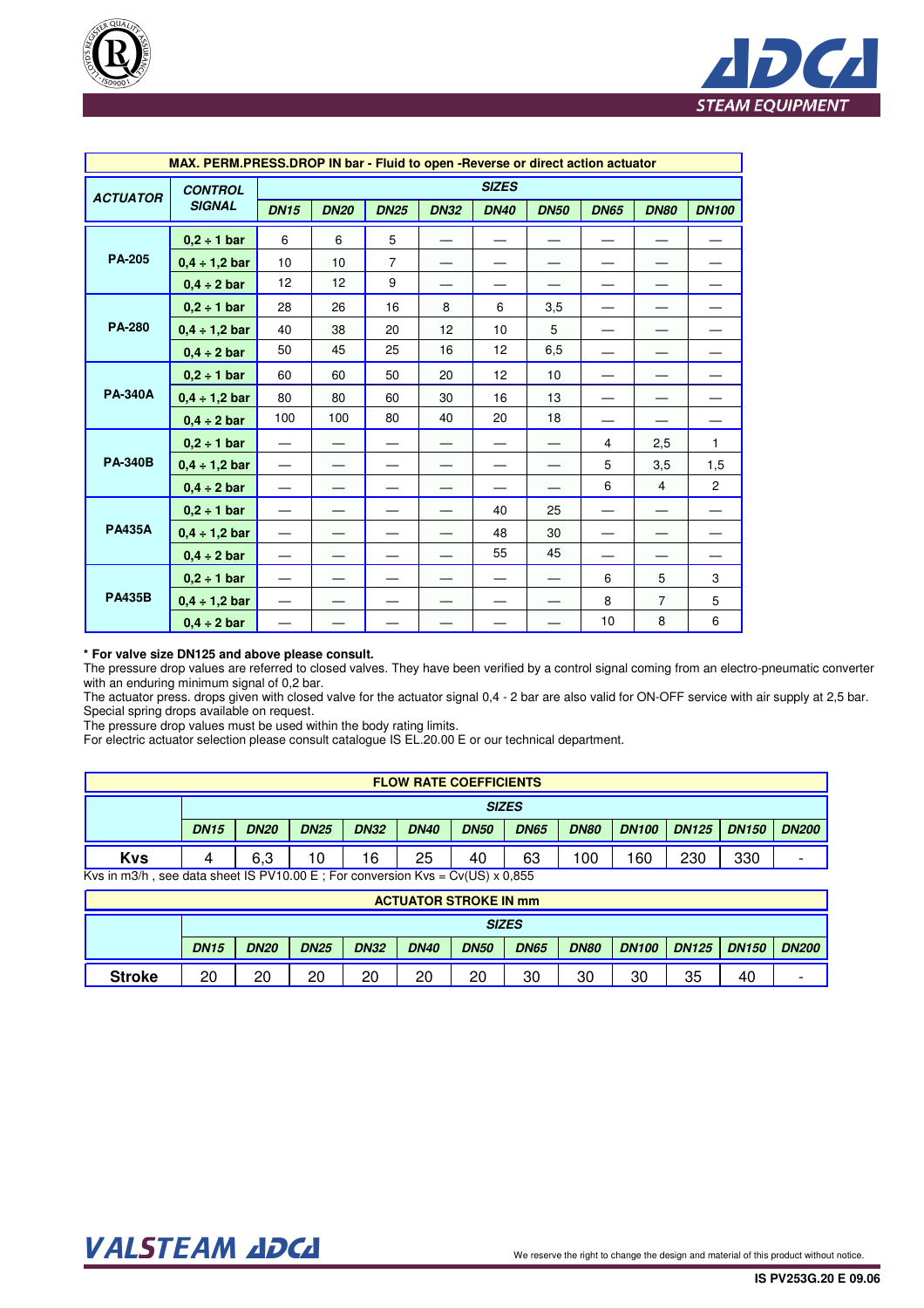| MAX. PERM.PRESS.DROP IN bar - Fluid to open -Reverse or direct action actuator | | | | | | | | | | |
|---|---|---|---|---|---|---|---|---|---|---|
| **ACTUATOR** | **CONTROL SIGNAL** | **SIZES** | | | | | | | | |
| | | **DN15** | **DN20** | **DN25** | **DN32** | **DN40** | **DN50** | **DN65** | **DN80** | **DN100** |
| **PA-205** | **0,2 ÷ 1 bar** | 6 | 6 | 5 | — | — | — | — | — | — |
| | **0,4 ÷ 1,2 bar** | 10 | 10 | 7 | — | — | — | — | — | — |
| | **0,4 ÷ 2 bar** | 12 | 12 | 9 | — | — | — | — | — | — |
| **PA-280** | **0,2 ÷ 1 bar** | 28 | 26 | 16 | 8 | 6 | 3,5 | — | — | — |
| | **0,4 ÷ 1,2 bar** | 40 | 38 | 20 | 12 | 10 | 5 | — | — | — |
| | **0,4 ÷ 2 bar** | 50 | 45 | 25 | 16 | 12 | 6,5 | — | — | — |
| **PA-340A** | **0,2 ÷ 1 bar** | 60 | 60 | 50 | 20 | 12 | 10 | — | — | — |
| | **0,4 ÷ 1,2 bar** | 80 | 80 | 60 | 30 | 16 | 13 | — | — | — |
| | **0,4 ÷ 2 bar** | 100 | 100 | 80 | 40 | 20 | 18 | — | — | — |
| **PA-340B** | **0,2 ÷ 1 bar** | — | — | — | — | — | — | 4 | 2,5 | 1 |
| | **0,4 ÷ 1,2 bar** | — | — | — | — | — | — | 5 | 3,5 | 1,5 |
| | **0,4 ÷ 2 bar** | — | — | — | — | — | — | 6 | 4 | 2 |
| **PA435A** | **0,2 ÷ 1 bar** | — | — | — | — | 40 | 25 | — | — | — |
| | **0,4 ÷ 1,2 bar** | — | — | — | — | 48 | 30 | — | — | — |
| | **0,4 ÷ 2 bar** | — | — | — | — | 55 | 45 | — | — | — |
| **PA435B** | **0,2 ÷ 1 bar** | — | — | — | — | — | — | 6 | 5 | 3 |
| | **0,4 ÷ 1,2 bar** | — | — | — | — | — | — | 8 | 7 | 5 |
| | **0,4 ÷ 2 bar** | — | — | — | — | — | — | 10 | 8 | 6 |

**\* For valve size DN125 and above please consult.**
The pressure drop values are referred to closed valves. They have been verified by a control signal coming from an electro-pneumatic converter with an enduring minimum signal of 0,2 bar.
The actuator press. drops given with closed valve for the actuator signal 0,4 - 2 bar are also valid for ON-OFF service with air supply at 2,5 bar.
Special spring drops available on request.
The pressure drop values must be used within the body rating limits.
For electric actuator selection please consult catalogue IS EL.20.00 E or our technical department.

| FLOW RATE COEFFICIENTS | | | | | | | | | | | | |
|---|---|---|---|---|---|---|---|---|---|---|---|---|
| | **SIZES** | | | | | | | | | | | |
| | **DN15** | **DN20** | **DN25** | **DN32** | **DN40** | **DN50** | **DN65** | **DN80** | **DN100** | **DN125** | **DN150** | **DN200** |
| **Kvs** | 4 | 6,3 | 10 | 16 | 25 | 40 | 63 | 100 | 160 | 230 | 330 | - |

Kvs in m3/h , see data sheet IS PV10.00 E ; For conversion Kvs = Cv(US) x 0,855

| ACTUATOR STROKE IN mm | | | | | | | | | | | | |
|---|---|---|---|---|---|---|---|---|---|---|---|---|
| | **SIZES** | | | | | | | | | | | |
| | **DN15** | **DN20** | **DN25** | **DN32** | **DN40** | **DN50** | **DN65** | **DN80** | **DN100** | **DN125** | **DN150** | **DN200** |
| **Stroke** | 20 | 20 | 20 | 20 | 20 | 20 | 30 | 30 | 30 | 35 | 40 | - |

We reserve the right to change the design and material of this product without notice.

IS PV253G.20 E 09.06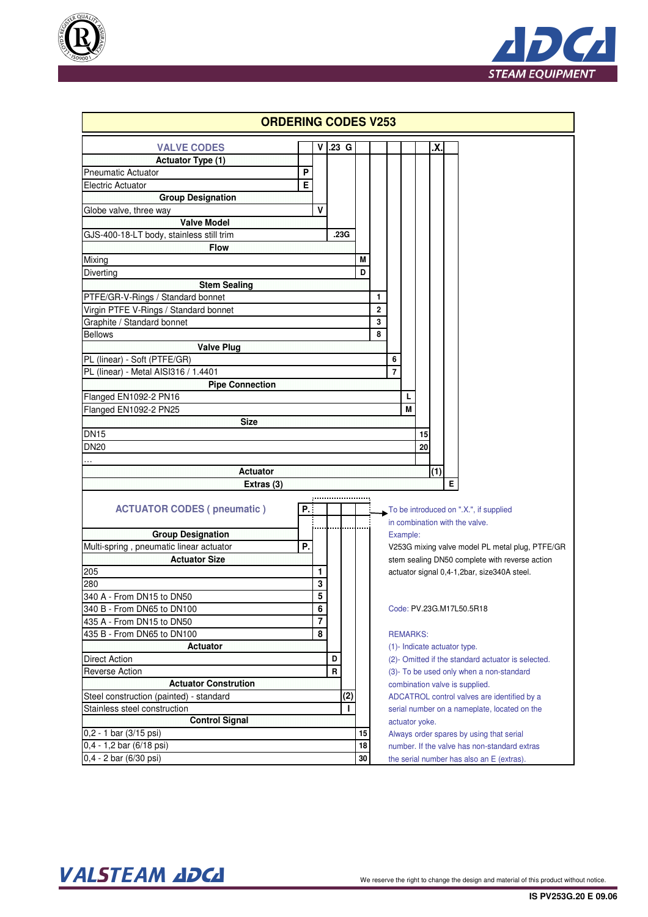# ORDERING CODES V253

| VALVE CODES | | V | .23 | G | | | | | | .X. | |
|---|---|---|---|---|---|---|---|---|---|---|---|
| **Actuator Type (1)** | | | | | | | | | | | |
| Pneumatic Actuator | P | | | | | | | | | | |
| Electric Actuator | E | | | | | | | | | | |
| **Group Designation** | | | | | | | | | | | |
| Globe valve, three way | | V | | | | | | | | | |
| **Valve Model** | | | | | | | | | | | |
| GJS-400-18-LT body, stainless still trim | | | .23G | | | | | | | | |
| **Flow** | | | | | | | | | | | |
| Mixing | | | | | M | | | | | | |
| Diverting | | | | | D | | | | | | |
| **Stem Sealing** | | | | | | | | | | | |
| PTFE/GR-V-Rings / Standard bonnet | | | | | | 1 | | | | | |
| Virgin PTFE V-Rings / Standard bonnet | | | | | | 2 | | | | | |
| Graphite / Standard bonnet | | | | | | 3 | | | | | |
| Bellows | | | | | | 8 | | | | | |
| **Valve Plug** | | | | | | | | | | | |
| PL (linear) - Soft (PTFE/GR) | | | | | | | 6 | | | | |
| PL (linear) - Metal AISI316 / 1.4401 | | | | | | | 7 | | | | |
| **Pipe Connection** | | | | | | | | | | | |
| Flanged EN1092-2 PN16 | | | | | | | | L | | | |
| Flanged EN1092-2 PN25 | | | | | | | | M | | | |
| **Size** | | | | | | | | | | | |
| DN15 | | | | | | | | | 15 | | |
| DN20 | | | | | | | | | 20 | | |
| ... | | | | | | | | | | | |
| **Actuator** | | | | | | | | | | (1) | |
| **Extras (3)** | | | | | | | | | | | E |

| ACTUATOR CODES ( pneumatic ) | P. | | | | |
|---|---|---|---|---|---|
| **Group Designation** | | | | | |
| Multi-spring , pneumatic linear actuator | P. | | | | |
| **Actuator Size** | | | | | |
| 205 | | 1 | | | |
| 280 | | 3 | | | |
| 340 A - From DN15 to DN50 | | 5 | | | |
| 340 B - From DN65 to DN100 | | 6 | | | |
| 435 A - From DN15 to DN50 | | 7 | | | |
| 435 B - From DN65 to DN100 | | 8 | | | |
| **Actuator** | | | | | |
| Direct Action | | | D | | |
| Reverse Action | | | R | | |
| **Actuator Constrution** | | | | | |
| Steel construction (painted) - standard | | | | (2) | |
| Stainless steel construction | | | | I | |
| **Control Signal** | | | | | |
| 0,2 - 1 bar (3/15 psi) | | | | | 15 |
| 0,4 - 1,2 bar (6/18 psi) | | | | | 18 |
| 0,4 - 2 bar (6/30 psi) | | | | | 30 |

To be introduced on ".X.", if supplied in combination with the valve.

Example:
V253G mixing valve model PL metal plug, PTFE/GR stem sealing DN50 complete with reverse action actuator signal 0,4-1,2bar, size340A steel.

Code: PV.23G.M17L50.5R18

REMARKS:
(1)- Indicate actuator type.
(2)- Omitted if the standard actuator is selected.
(3)- To be used only when a non-standard combination valve is supplied.
ADCATROL control valves are identified by a serial number on a nameplate, located on the actuator yoke.
Always order spares by using that serial number. If the valve has non-standard extras the serial number has also an E (extras).

We reserve the right to change the design and material of this product without notice.

IS PV253G.20 E 09.06